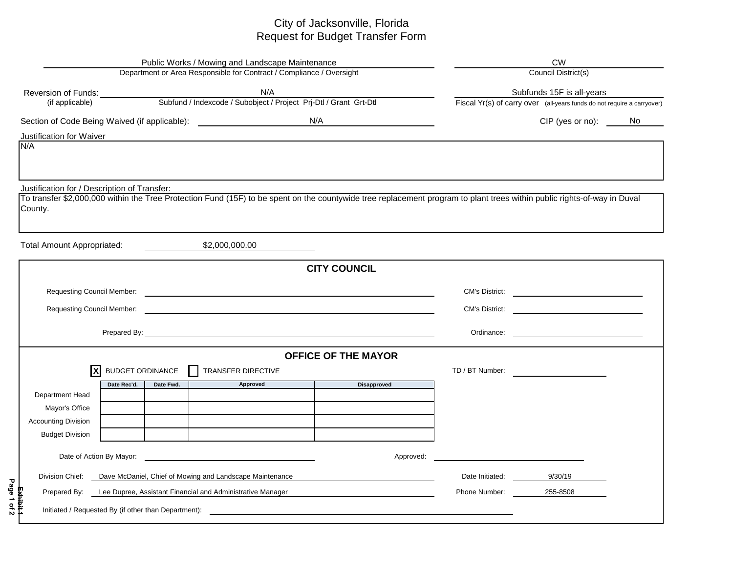# City of Jacksonville, Florida
## Request for Budget Transfer Form

**Department or Area Responsible for Contract / Compliance / Oversight:** Public Works / Mowing and Landscape Maintenance

**Council District(s):** CW

**Reversion of Funds (if applicable):** N/A
Subfund / Indexcode / Subobject / Project Prj-Dtl / Grant Grt-Dtl

**Fiscal Yr(s) of carry over** (all-years funds do not require a carryover): Subfunds 15F is all-years

**Section of Code Being Waived (if applicable):** N/A

**CIP (yes or no):** No

**Justification for Waiver**

N/A

**Justification for / Description of Transfer:**

To transfer $2,000,000 within the Tree Protection Fund (15F) to be spent on the countywide tree replacement program to plant trees within public rights-of-way in Duval County.

**Total Amount Appropriated:** $2,000,000.00

### CITY COUNCIL

Requesting Council Member: ______________________ CM's District: ______________

Requesting Council Member: ______________________ CM's District: ______________

Prepared By: ______________________ Ordinance: ______________

### OFFICE OF THE MAYOR

[X] BUDGET ORDINANCE [ ] TRANSFER DIRECTIVE

TD / BT Number: ______________

| | Date Rec'd. | Date Fwd. | Approved | Disapproved |
|---|---|---|---|---|
| Department Head | | | | |
| Mayor's Office | | | | |
| Accounting Division | | | | |
| Budget Division | | | | |

Date of Action By Mayor: ______________ Approved: ______________

**Division Chief:** Dave McDaniel, Chief of Mowing and Landscape Maintenance

**Date Initiated:** 9/30/19

**Prepared By:** Lee Dupree, Assistant Financial and Administrative Manager

**Phone Number:** 255-8508

Initiated / Requested By (if other than Department): ______________

Exhibit 1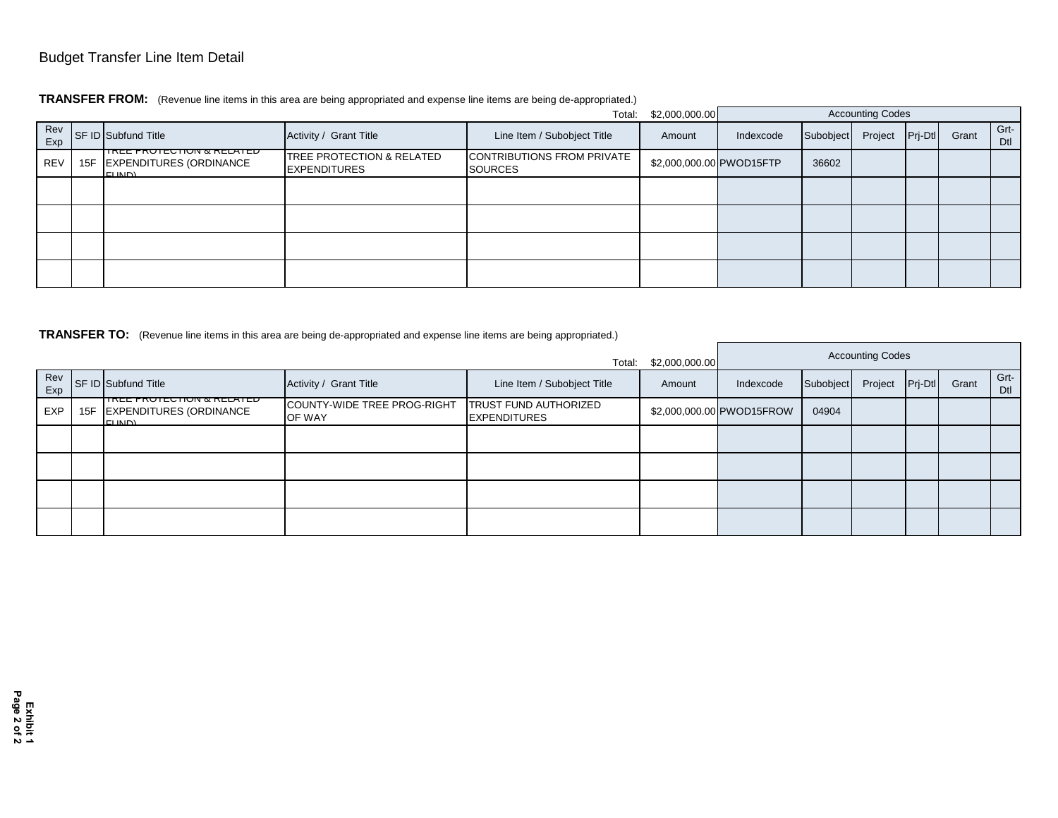Budget Transfer Line Item Detail

**TRANSFER FROM:** (Revenue line items in this area are being appropriated and expense line items are being de-appropriated.)

| Rev Exp | SF ID | Subfund Title | Activity / Grant Title | Line Item / Subobject Title | Amount | Indexcode | Subobject | Project | Prj-Dtl | Grant | Grt-Dtl |
|---|---|---|---|---|---|---|---|---|---|---|---|
| | | | | Total: | $2,000,000.00 | Accounting Codes | | | | | |
| REV | 15F | TREE PROTECTION & RELATED EXPENDITURES (ORDINANCE FUND) | TREE PROTECTION & RELATED EXPENDITURES | CONTRIBUTIONS FROM PRIVATE SOURCES | $2,000,000.00 | PWOD15FTP | 36602 | | | | |
| | | | | | | | | | | | |
| | | | | | | | | | | | |
| | | | | | | | | | | | |
| | | | | | | | | | | | |

**TRANSFER TO:** (Revenue line items in this area are being de-appropriated and expense line items are being appropriated.)

| Rev Exp | SF ID | Subfund Title | Activity / Grant Title | Line Item / Subobject Title | Amount | Indexcode | Subobject | Project | Prj-Dtl | Grant | Grt-Dtl |
|---|---|---|---|---|---|---|---|---|---|---|---|
| | | | | Total: | $2,000,000.00 | Accounting Codes | | | | | |
| EXP | 15F | TREE PROTECTION & RELATED EXPENDITURES (ORDINANCE FUND) | COUNTY-WIDE TREE PROG-RIGHT OF WAY | TRUST FUND AUTHORIZED EXPENDITURES | $2,000,000.00 | PWOD15FROW | 04904 | | | | |
| | | | | | | | | | | | |
| | | | | | | | | | | | |
| | | | | | | | | | | | |
| | | | | | | | | | | | |

**Exhibit 1**